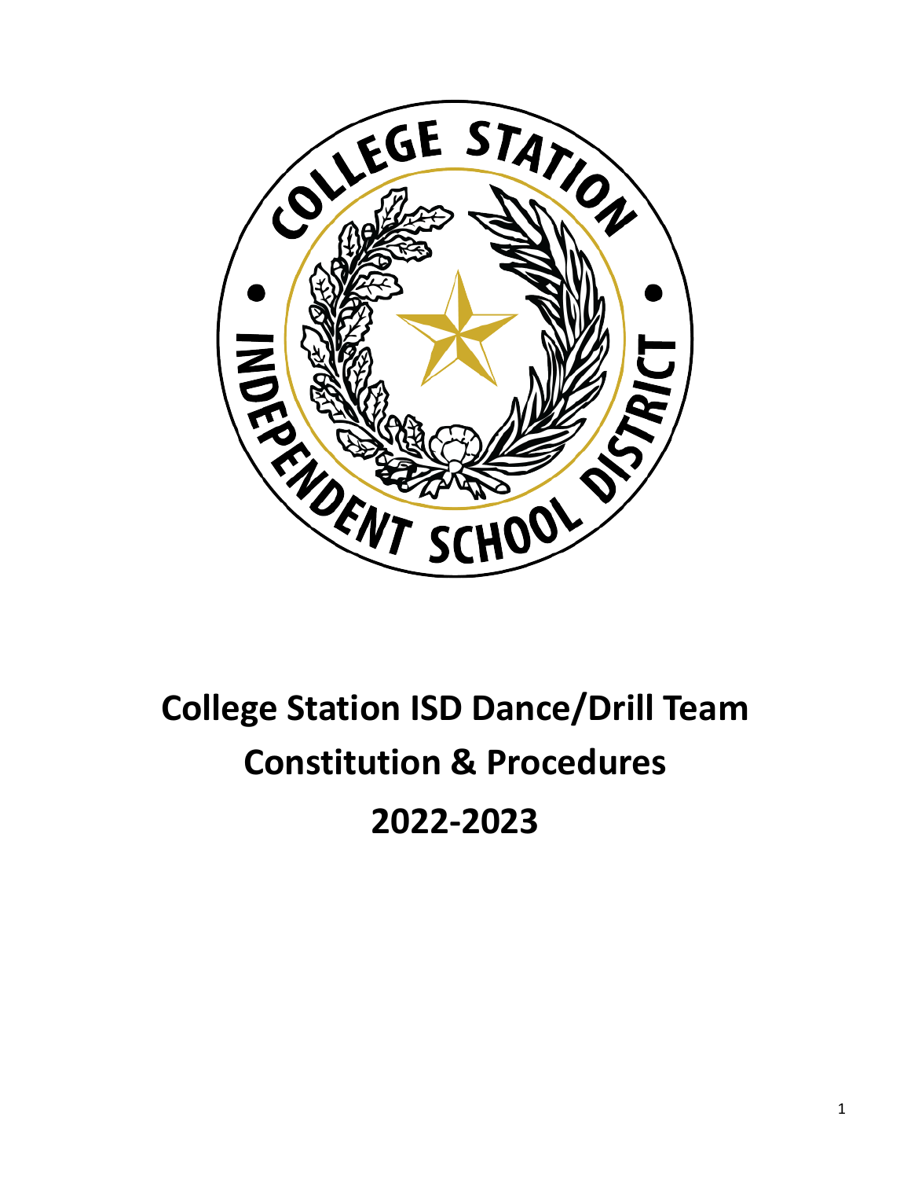# College Station ISD Dance/Drill Team Constitution & Procedures 2022-2023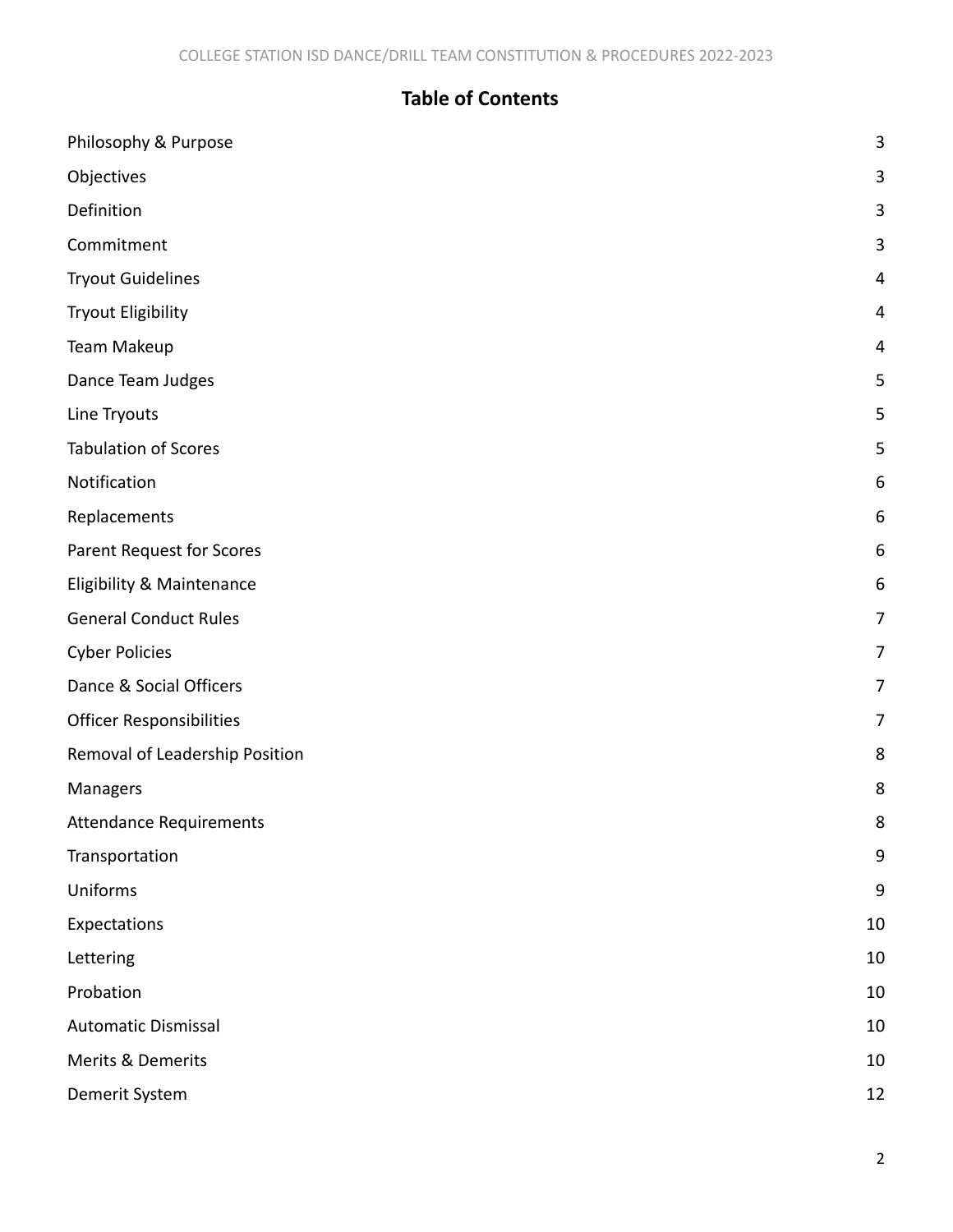# Table of Contents

| | |
|---|---|
| Philosophy & Purpose | 3 |
| Objectives | 3 |
| Definition | 3 |
| Commitment | 3 |
| Tryout Guidelines | 4 |
| Tryout Eligibility | 4 |
| Team Makeup | 4 |
| Dance Team Judges | 5 |
| Line Tryouts | 5 |
| Tabulation of Scores | 5 |
| Notification | 6 |
| Replacements | 6 |
| Parent Request for Scores | 6 |
| Eligibility & Maintenance | 6 |
| General Conduct Rules | 7 |
| Cyber Policies | 7 |
| Dance & Social Officers | 7 |
| Officer Responsibilities | 7 |
| Removal of Leadership Position | 8 |
| Managers | 8 |
| Attendance Requirements | 8 |
| Transportation | 9 |
| Uniforms | 9 |
| Expectations | 10 |
| Lettering | 10 |
| Probation | 10 |
| Automatic Dismissal | 10 |
| Merits & Demerits | 10 |
| Demerit System | 12 |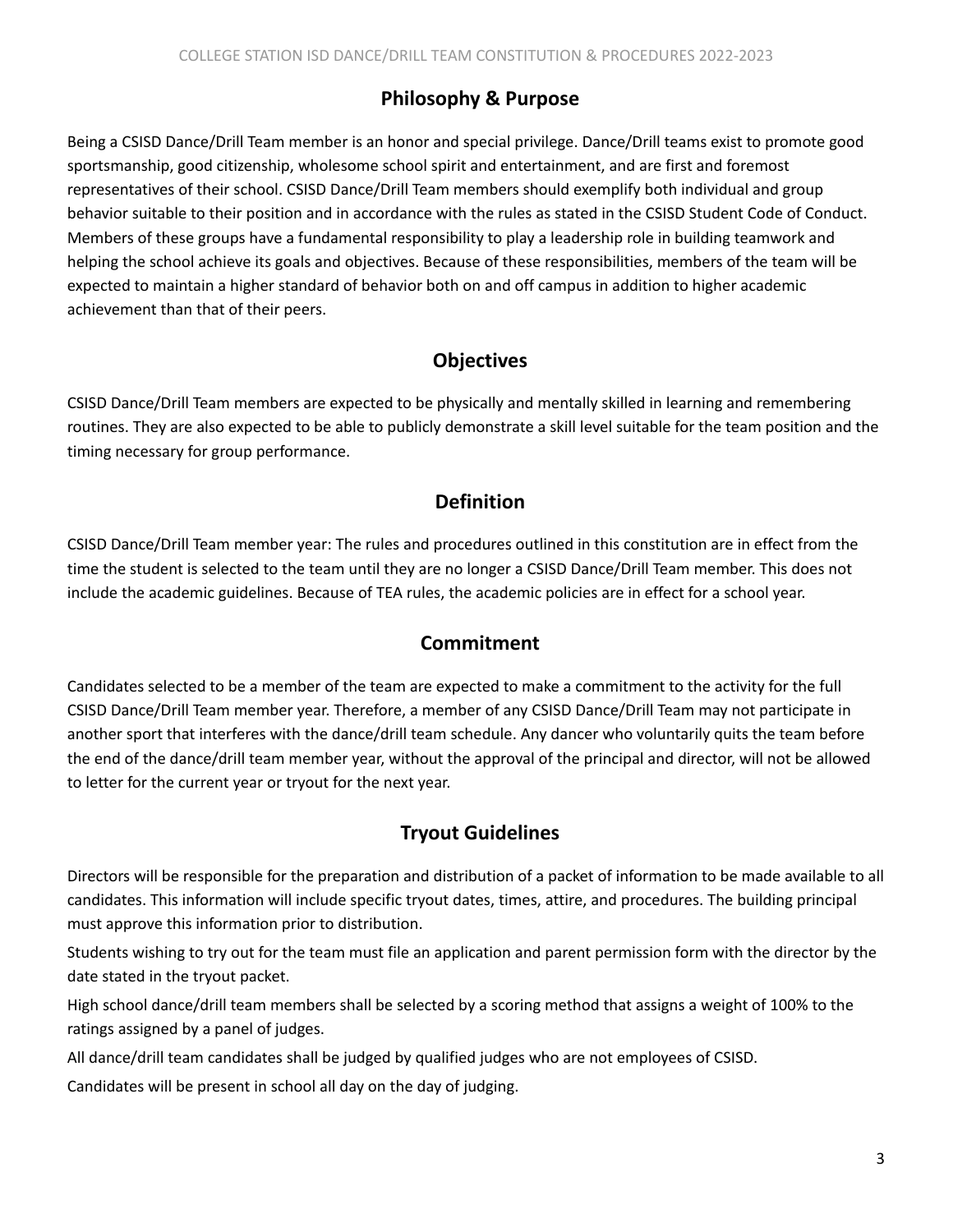## Philosophy & Purpose

Being a CSISD Dance/Drill Team member is an honor and special privilege. Dance/Drill teams exist to promote good sportsmanship, good citizenship, wholesome school spirit and entertainment, and are first and foremost representatives of their school. CSISD Dance/Drill Team members should exemplify both individual and group behavior suitable to their position and in accordance with the rules as stated in the CSISD Student Code of Conduct. Members of these groups have a fundamental responsibility to play a leadership role in building teamwork and helping the school achieve its goals and objectives. Because of these responsibilities, members of the team will be expected to maintain a higher standard of behavior both on and off campus in addition to higher academic achievement than that of their peers.

## Objectives

CSISD Dance/Drill Team members are expected to be physically and mentally skilled in learning and remembering routines. They are also expected to be able to publicly demonstrate a skill level suitable for the team position and the timing necessary for group performance.

## Definition

CSISD Dance/Drill Team member year: The rules and procedures outlined in this constitution are in effect from the time the student is selected to the team until they are no longer a CSISD Dance/Drill Team member. This does not include the academic guidelines. Because of TEA rules, the academic policies are in effect for a school year.

## Commitment

Candidates selected to be a member of the team are expected to make a commitment to the activity for the full CSISD Dance/Drill Team member year. Therefore, a member of any CSISD Dance/Drill Team may not participate in another sport that interferes with the dance/drill team schedule. Any dancer who voluntarily quits the team before the end of the dance/drill team member year, without the approval of the principal and director, will not be allowed to letter for the current year or tryout for the next year.

## Tryout Guidelines

Directors will be responsible for the preparation and distribution of a packet of information to be made available to all candidates. This information will include specific tryout dates, times, attire, and procedures. The building principal must approve this information prior to distribution.

Students wishing to try out for the team must file an application and parent permission form with the director by the date stated in the tryout packet.

High school dance/drill team members shall be selected by a scoring method that assigns a weight of 100% to the ratings assigned by a panel of judges.

All dance/drill team candidates shall be judged by qualified judges who are not employees of CSISD.

Candidates will be present in school all day on the day of judging.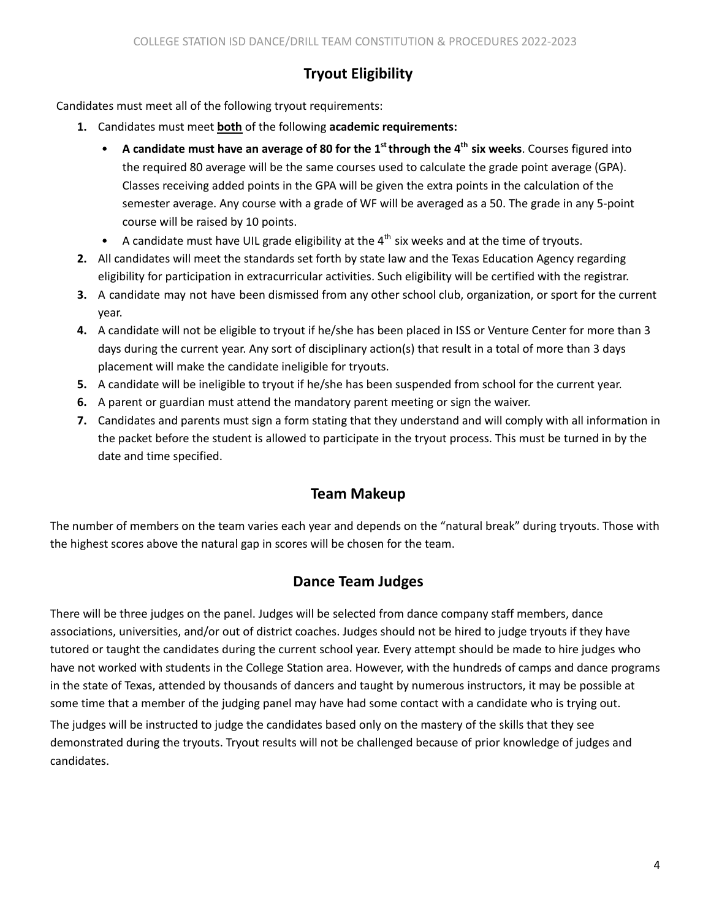## Tryout Eligibility

Candidates must meet all of the following tryout requirements:

1. Candidates must meet **both** of the following **academic requirements:**
   - **A candidate must have an average of 80 for the 1st through the 4th six weeks**. Courses figured into the required 80 average will be the same courses used to calculate the grade point average (GPA). Classes receiving added points in the GPA will be given the extra points in the calculation of the semester average. Any course with a grade of WF will be averaged as a 50. The grade in any 5-point course will be raised by 10 points.
   - A candidate must have UIL grade eligibility at the 4th six weeks and at the time of tryouts.
2. All candidates will meet the standards set forth by state law and the Texas Education Agency regarding eligibility for participation in extracurricular activities. Such eligibility will be certified with the registrar.
3. A candidate may not have been dismissed from any other school club, organization, or sport for the current year.
4. A candidate will not be eligible to tryout if he/she has been placed in ISS or Venture Center for more than 3 days during the current year. Any sort of disciplinary action(s) that result in a total of more than 3 days placement will make the candidate ineligible for tryouts.
5. A candidate will be ineligible to tryout if he/she has been suspended from school for the current year.
6. A parent or guardian must attend the mandatory parent meeting or sign the waiver.
7. Candidates and parents must sign a form stating that they understand and will comply with all information in the packet before the student is allowed to participate in the tryout process. This must be turned in by the date and time specified.

## Team Makeup

The number of members on the team varies each year and depends on the "natural break" during tryouts. Those with the highest scores above the natural gap in scores will be chosen for the team.

## Dance Team Judges

There will be three judges on the panel. Judges will be selected from dance company staff members, dance associations, universities, and/or out of district coaches. Judges should not be hired to judge tryouts if they have tutored or taught the candidates during the current school year. Every attempt should be made to hire judges who have not worked with students in the College Station area. However, with the hundreds of camps and dance programs in the state of Texas, attended by thousands of dancers and taught by numerous instructors, it may be possible at some time that a member of the judging panel may have had some contact with a candidate who is trying out.

The judges will be instructed to judge the candidates based only on the mastery of the skills that they see demonstrated during the tryouts. Tryout results will not be challenged because of prior knowledge of judges and candidates.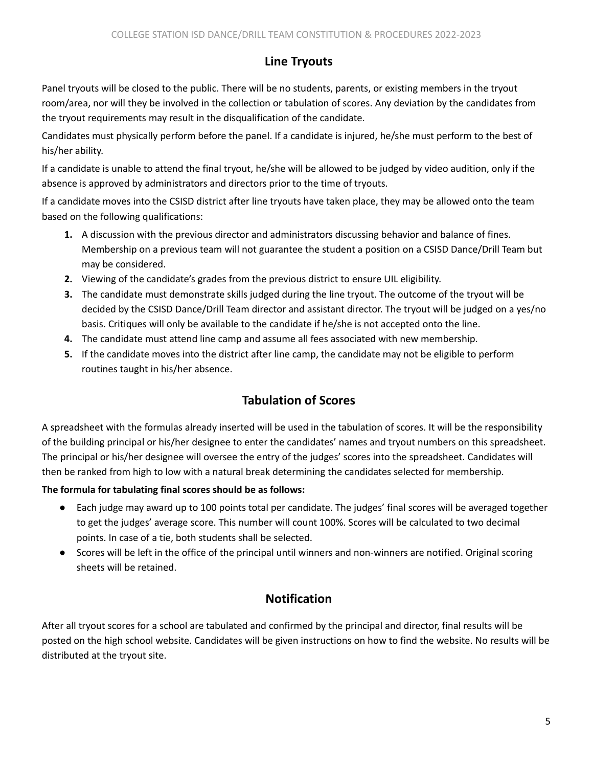## Line Tryouts

Panel tryouts will be closed to the public. There will be no students, parents, or existing members in the tryout room/area, nor will they be involved in the collection or tabulation of scores. Any deviation by the candidates from the tryout requirements may result in the disqualification of the candidate.

Candidates must physically perform before the panel. If a candidate is injured, he/she must perform to the best of his/her ability.

If a candidate is unable to attend the final tryout, he/she will be allowed to be judged by video audition, only if the absence is approved by administrators and directors prior to the time of tryouts.

If a candidate moves into the CSISD district after line tryouts have taken place, they may be allowed onto the team based on the following qualifications:

1. A discussion with the previous director and administrators discussing behavior and balance of fines. Membership on a previous team will not guarantee the student a position on a CSISD Dance/Drill Team but may be considered.
2. Viewing of the candidate's grades from the previous district to ensure UIL eligibility.
3. The candidate must demonstrate skills judged during the line tryout. The outcome of the tryout will be decided by the CSISD Dance/Drill Team director and assistant director. The tryout will be judged on a yes/no basis. Critiques will only be available to the candidate if he/she is not accepted onto the line.
4. The candidate must attend line camp and assume all fees associated with new membership.
5. If the candidate moves into the district after line camp, the candidate may not be eligible to perform routines taught in his/her absence.

## Tabulation of Scores

A spreadsheet with the formulas already inserted will be used in the tabulation of scores. It will be the responsibility of the building principal or his/her designee to enter the candidates' names and tryout numbers on this spreadsheet. The principal or his/her designee will oversee the entry of the judges' scores into the spreadsheet. Candidates will then be ranked from high to low with a natural break determining the candidates selected for membership.

**The formula for tabulating final scores should be as follows:**

- Each judge may award up to 100 points total per candidate. The judges' final scores will be averaged together to get the judges' average score. This number will count 100%. Scores will be calculated to two decimal points. In case of a tie, both students shall be selected.
- Scores will be left in the office of the principal until winners and non-winners are notified. Original scoring sheets will be retained.

## Notification

After all tryout scores for a school are tabulated and confirmed by the principal and director, final results will be posted on the high school website. Candidates will be given instructions on how to find the website. No results will be distributed at the tryout site.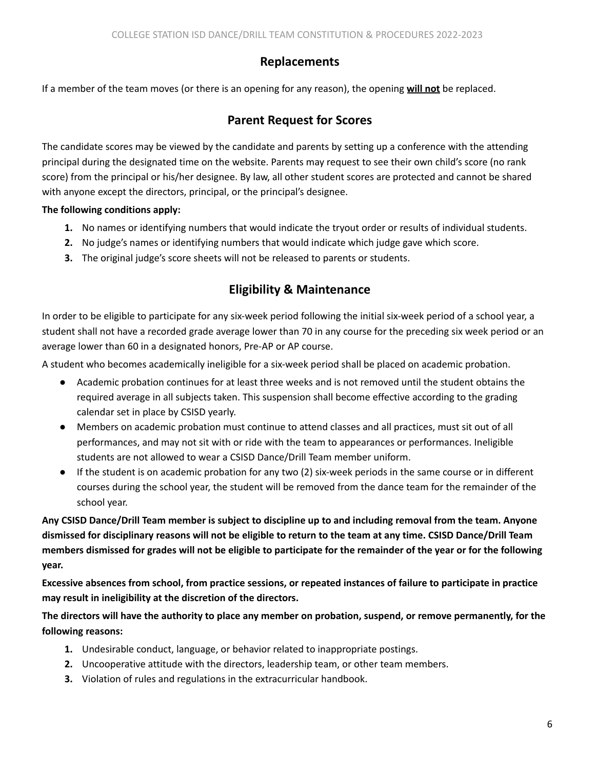## Replacements

If a member of the team moves (or there is an opening for any reason), the opening **will not** be replaced.

## Parent Request for Scores

The candidate scores may be viewed by the candidate and parents by setting up a conference with the attending principal during the designated time on the website. Parents may request to see their own child's score (no rank score) from the principal or his/her designee. By law, all other student scores are protected and cannot be shared with anyone except the directors, principal, or the principal's designee.

**The following conditions apply:**

1. No names or identifying numbers that would indicate the tryout order or results of individual students.
2. No judge's names or identifying numbers that would indicate which judge gave which score.
3. The original judge's score sheets will not be released to parents or students.

## Eligibility & Maintenance

In order to be eligible to participate for any six-week period following the initial six-week period of a school year, a student shall not have a recorded grade average lower than 70 in any course for the preceding six week period or an average lower than 60 in a designated honors, Pre-AP or AP course.

A student who becomes academically ineligible for a six-week period shall be placed on academic probation.

- Academic probation continues for at least three weeks and is not removed until the student obtains the required average in all subjects taken. This suspension shall become effective according to the grading calendar set in place by CSISD yearly.
- Members on academic probation must continue to attend classes and all practices, must sit out of all performances, and may not sit with or ride with the team to appearances or performances. Ineligible students are not allowed to wear a CSISD Dance/Drill Team member uniform.
- If the student is on academic probation for any two (2) six-week periods in the same course or in different courses during the school year, the student will be removed from the dance team for the remainder of the school year.

**Any CSISD Dance/Drill Team member is subject to discipline up to and including removal from the team. Anyone dismissed for disciplinary reasons will not be eligible to return to the team at any time. CSISD Dance/Drill Team members dismissed for grades will not be eligible to participate for the remainder of the year or for the following year.**

**Excessive absences from school, from practice sessions, or repeated instances of failure to participate in practice may result in ineligibility at the discretion of the directors.**

**The directors will have the authority to place any member on probation, suspend, or remove permanently, for the following reasons:**

1. Undesirable conduct, language, or behavior related to inappropriate postings.
2. Uncooperative attitude with the directors, leadership team, or other team members.
3. Violation of rules and regulations in the extracurricular handbook.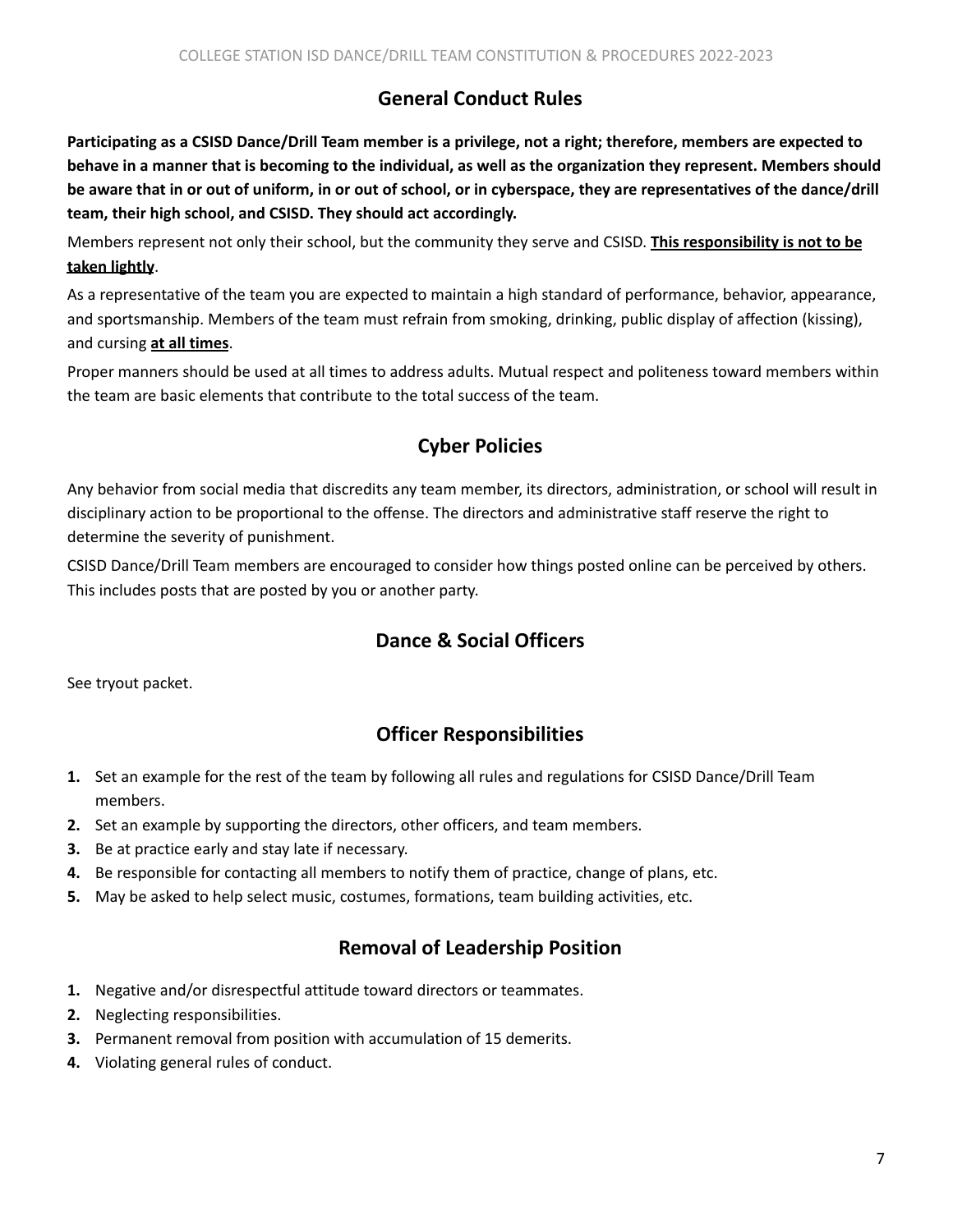## General Conduct Rules

**Participating as a CSISD Dance/Drill Team member is a privilege, not a right; therefore, members are expected to behave in a manner that is becoming to the individual, as well as the organization they represent. Members should be aware that in or out of uniform, in or out of school, or in cyberspace, they are representatives of the dance/drill team, their high school, and CSISD. They should act accordingly.**

Members represent not only their school, but the community they serve and CSISD. **<u>This responsibility is not to be taken lightly</u>**.

As a representative of the team you are expected to maintain a high standard of performance, behavior, appearance, and sportsmanship. Members of the team must refrain from smoking, drinking, public display of affection (kissing), and cursing **<u>at all times</u>**.

Proper manners should be used at all times to address adults. Mutual respect and politeness toward members within the team are basic elements that contribute to the total success of the team.

## Cyber Policies

Any behavior from social media that discredits any team member, its directors, administration, or school will result in disciplinary action to be proportional to the offense. The directors and administrative staff reserve the right to determine the severity of punishment.

CSISD Dance/Drill Team members are encouraged to consider how things posted online can be perceived by others. This includes posts that are posted by you or another party.

## Dance & Social Officers

See tryout packet.

## Officer Responsibilities

1. Set an example for the rest of the team by following all rules and regulations for CSISD Dance/Drill Team members.
2. Set an example by supporting the directors, other officers, and team members.
3. Be at practice early and stay late if necessary.
4. Be responsible for contacting all members to notify them of practice, change of plans, etc.
5. May be asked to help select music, costumes, formations, team building activities, etc.

## Removal of Leadership Position

1. Negative and/or disrespectful attitude toward directors or teammates.
2. Neglecting responsibilities.
3. Permanent removal from position with accumulation of 15 demerits.
4. Violating general rules of conduct.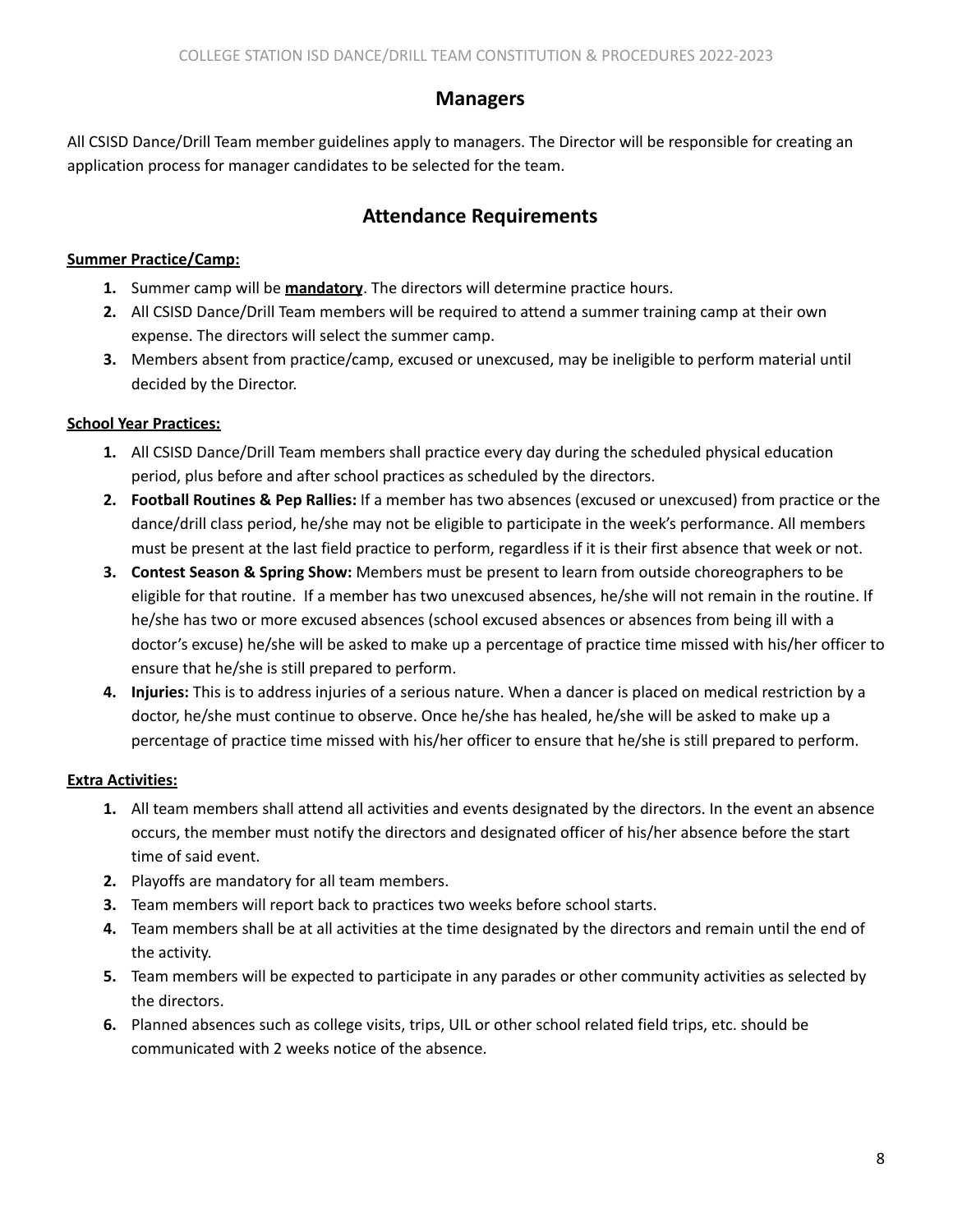## Managers

All CSISD Dance/Drill Team member guidelines apply to managers. The Director will be responsible for creating an application process for manager candidates to be selected for the team.

## Attendance Requirements

**Summer Practice/Camp:**

1. Summer camp will be **mandatory**. The directors will determine practice hours.
2. All CSISD Dance/Drill Team members will be required to attend a summer training camp at their own expense. The directors will select the summer camp.
3. Members absent from practice/camp, excused or unexcused, may be ineligible to perform material until decided by the Director.

**School Year Practices:**

1. All CSISD Dance/Drill Team members shall practice every day during the scheduled physical education period, plus before and after school practices as scheduled by the directors.
2. **Football Routines & Pep Rallies:** If a member has two absences (excused or unexcused) from practice or the dance/drill class period, he/she may not be eligible to participate in the week's performance. All members must be present at the last field practice to perform, regardless if it is their first absence that week or not.
3. **Contest Season & Spring Show:** Members must be present to learn from outside choreographers to be eligible for that routine. If a member has two unexcused absences, he/she will not remain in the routine. If he/she has two or more excused absences (school excused absences or absences from being ill with a doctor's excuse) he/she will be asked to make up a percentage of practice time missed with his/her officer to ensure that he/she is still prepared to perform.
4. **Injuries:** This is to address injuries of a serious nature. When a dancer is placed on medical restriction by a doctor, he/she must continue to observe. Once he/she has healed, he/she will be asked to make up a percentage of practice time missed with his/her officer to ensure that he/she is still prepared to perform.

**Extra Activities:**

1. All team members shall attend all activities and events designated by the directors. In the event an absence occurs, the member must notify the directors and designated officer of his/her absence before the start time of said event.
2. Playoffs are mandatory for all team members.
3. Team members will report back to practices two weeks before school starts.
4. Team members shall be at all activities at the time designated by the directors and remain until the end of the activity.
5. Team members will be expected to participate in any parades or other community activities as selected by the directors.
6. Planned absences such as college visits, trips, UIL or other school related field trips, etc. should be communicated with 2 weeks notice of the absence.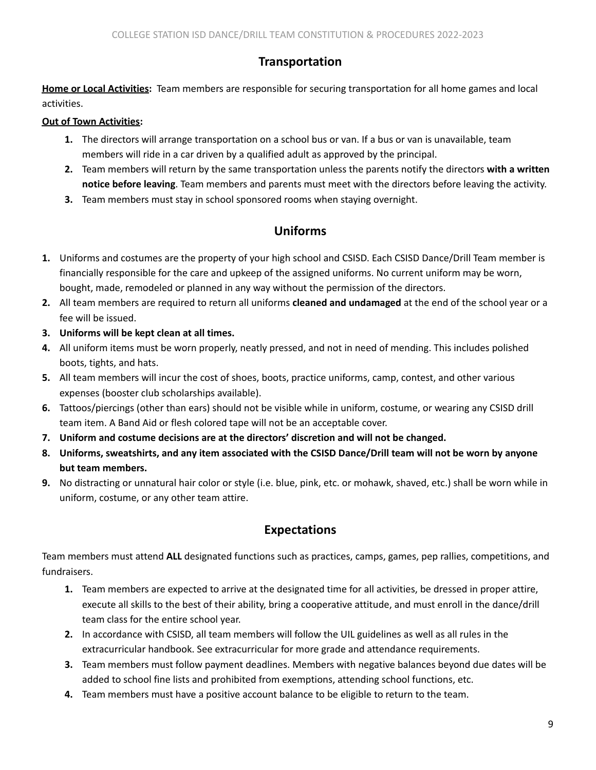## Transportation

**<u>Home or Local Activities</u>:** Team members are responsible for securing transportation for all home games and local activities.

**<u>Out of Town Activities</u>:**

1. The directors will arrange transportation on a school bus or van. If a bus or van is unavailable, team members will ride in a car driven by a qualified adult as approved by the principal.
2. Team members will return by the same transportation unless the parents notify the directors **with a written notice before leaving**. Team members and parents must meet with the directors before leaving the activity.
3. Team members must stay in school sponsored rooms when staying overnight.

## Uniforms

1. Uniforms and costumes are the property of your high school and CSISD. Each CSISD Dance/Drill Team member is financially responsible for the care and upkeep of the assigned uniforms. No current uniform may be worn, bought, made, remodeled or planned in any way without the permission of the directors.
2. All team members are required to return all uniforms **cleaned and undamaged** at the end of the school year or a fee will be issued.
3. **Uniforms will be kept clean at all times.**
4. All uniform items must be worn properly, neatly pressed, and not in need of mending. This includes polished boots, tights, and hats.
5. All team members will incur the cost of shoes, boots, practice uniforms, camp, contest, and other various expenses (booster club scholarships available).
6. Tattoos/piercings (other than ears) should not be visible while in uniform, costume, or wearing any CSISD drill team item. A Band Aid or flesh colored tape will not be an acceptable cover.
7. **Uniform and costume decisions are at the directors' discretion and will not be changed.**
8. **Uniforms, sweatshirts, and any item associated with the CSISD Dance/Drill team will not be worn by anyone but team members.**
9. No distracting or unnatural hair color or style (i.e. blue, pink, etc. or mohawk, shaved, etc.) shall be worn while in uniform, costume, or any other team attire.

## Expectations

Team members must attend **ALL** designated functions such as practices, camps, games, pep rallies, competitions, and fundraisers.

1. Team members are expected to arrive at the designated time for all activities, be dressed in proper attire, execute all skills to the best of their ability, bring a cooperative attitude, and must enroll in the dance/drill team class for the entire school year.
2. In accordance with CSISD, all team members will follow the UIL guidelines as well as all rules in the extracurricular handbook. See extracurricular for more grade and attendance requirements.
3. Team members must follow payment deadlines. Members with negative balances beyond due dates will be added to school fine lists and prohibited from exemptions, attending school functions, etc.
4. Team members must have a positive account balance to be eligible to return to the team.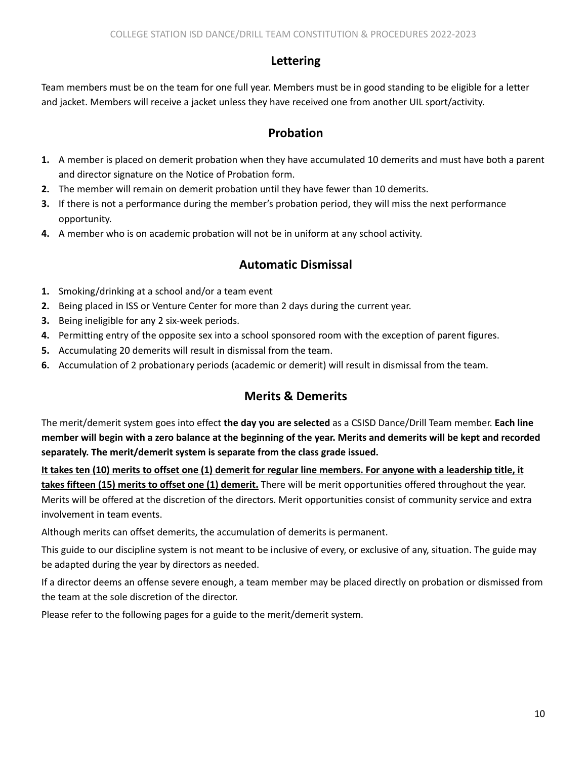## Lettering

Team members must be on the team for one full year. Members must be in good standing to be eligible for a letter and jacket. Members will receive a jacket unless they have received one from another UIL sport/activity.

## Probation

1. A member is placed on demerit probation when they have accumulated 10 demerits and must have both a parent and director signature on the Notice of Probation form.
2. The member will remain on demerit probation until they have fewer than 10 demerits.
3. If there is not a performance during the member's probation period, they will miss the next performance opportunity.
4. A member who is on academic probation will not be in uniform at any school activity.

## Automatic Dismissal

1. Smoking/drinking at a school and/or a team event
2. Being placed in ISS or Venture Center for more than 2 days during the current year.
3. Being ineligible for any 2 six-week periods.
4. Permitting entry of the opposite sex into a school sponsored room with the exception of parent figures.
5. Accumulating 20 demerits will result in dismissal from the team.
6. Accumulation of 2 probationary periods (academic or demerit) will result in dismissal from the team.

## Merits & Demerits

The merit/demerit system goes into effect **the day you are selected** as a CSISD Dance/Drill Team member. **Each line member will begin with a zero balance at the beginning of the year. Merits and demerits will be kept and recorded separately. The merit/demerit system is separate from the class grade issued.**

<u>**It takes ten (10) merits to offset one (1) demerit for regular line members. For anyone with a leadership title, it takes fifteen (15) merits to offset one (1) demerit.**</u> There will be merit opportunities offered throughout the year. Merits will be offered at the discretion of the directors. Merit opportunities consist of community service and extra involvement in team events.

Although merits can offset demerits, the accumulation of demerits is permanent.

This guide to our discipline system is not meant to be inclusive of every, or exclusive of any, situation. The guide may be adapted during the year by directors as needed.

If a director deems an offense severe enough, a team member may be placed directly on probation or dismissed from the team at the sole discretion of the director.

Please refer to the following pages for a guide to the merit/demerit system.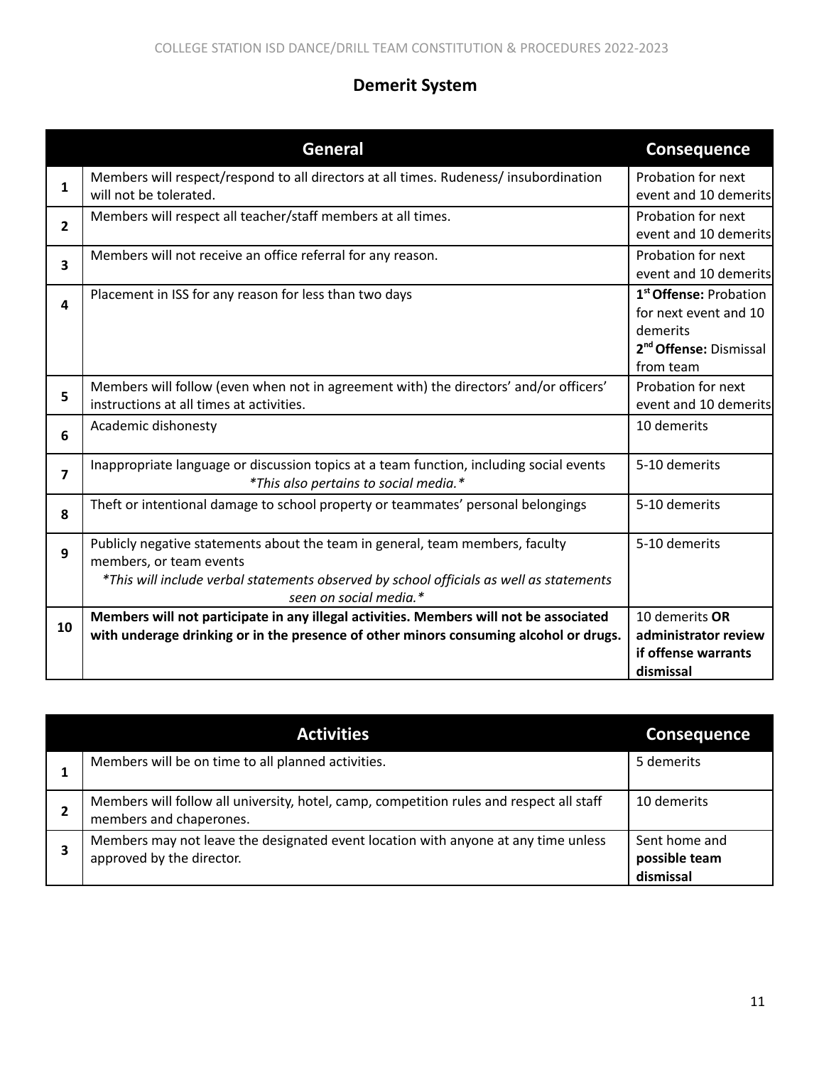## Demerit System

| | General | Consequence |
|---|---|---|
| 1 | Members will respect/respond to all directors at all times. Rudeness/ insubordination will not be tolerated. | Probation for next event and 10 demerits |
| 2 | Members will respect all teacher/staff members at all times. | Probation for next event and 10 demerits |
| 3 | Members will not receive an office referral for any reason. | Probation for next event and 10 demerits |
| 4 | Placement in ISS for any reason for less than two days | **1st Offense:** Probation for next event and 10 demerits<br>**2nd Offense:** Dismissal from team |
| 5 | Members will follow (even when not in agreement with) the directors' and/or officers' instructions at all times at activities. | Probation for next event and 10 demerits |
| 6 | Academic dishonesty | 10 demerits |
| 7 | Inappropriate language or discussion topics at a team function, including social events *\*This also pertains to social media.\** | 5-10 demerits |
| 8 | Theft or intentional damage to school property or teammates' personal belongings | 5-10 demerits |
| 9 | Publicly negative statements about the team in general, team members, faculty members, or team events *\*This will include verbal statements observed by school officials as well as statements seen on social media.\** | 5-10 demerits |
| 10 | **Members will not participate in any illegal activities. Members will not be associated with underage drinking or in the presence of other minors consuming alcohol or drugs.** | 10 demerits **OR administrator review if offense warrants dismissal** |

| | Activities | Consequence |
|---|---|---|
| 1 | Members will be on time to all planned activities. | 5 demerits |
| 2 | Members will follow all university, hotel, camp, competition rules and respect all staff members and chaperones. | 10 demerits |
| 3 | Members may not leave the designated event location with anyone at any time unless approved by the director. | Sent home and **possible team dismissal** |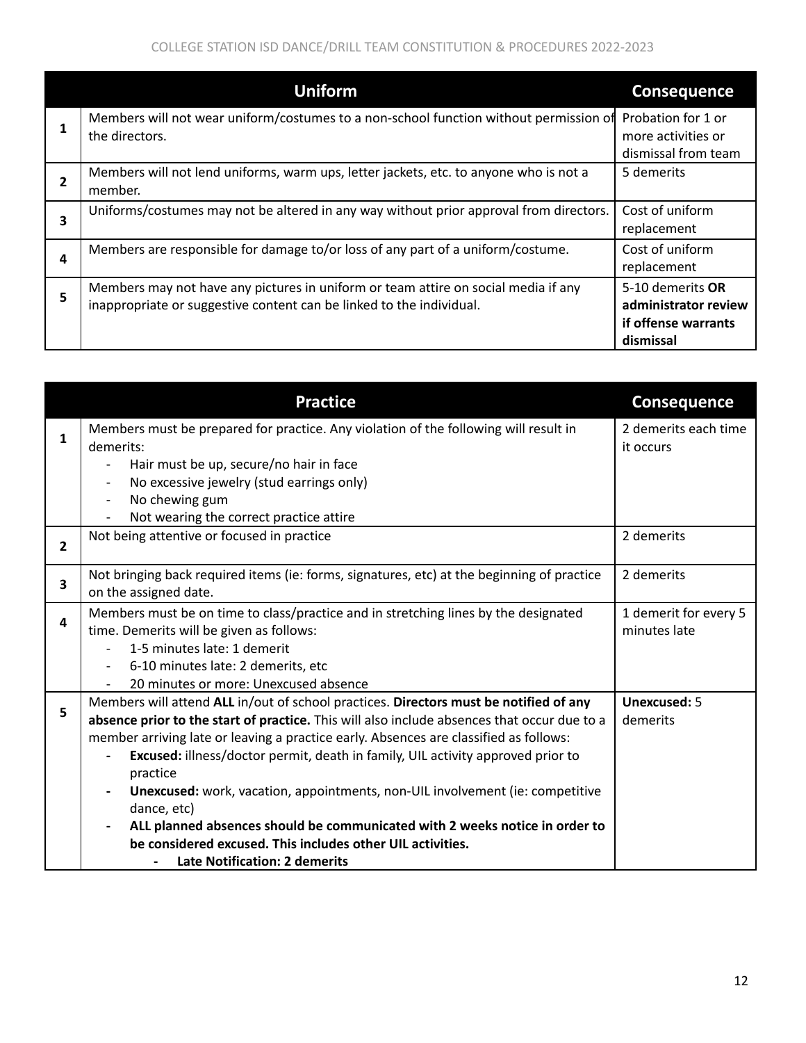| | Uniform | Consequence |
|---|---|---|
| 1 | Members will not wear uniform/costumes to a non-school function without permission of the directors. | Probation for 1 or more activities or dismissal from team |
| 2 | Members will not lend uniforms, warm ups, letter jackets, etc. to anyone who is not a member. | 5 demerits |
| 3 | Uniforms/costumes may not be altered in any way without prior approval from directors. | Cost of uniform replacement |
| 4 | Members are responsible for damage to/or loss of any part of a uniform/costume. | Cost of uniform replacement |
| 5 | Members may not have any pictures in uniform or team attire on social media if any inappropriate or suggestive content can be linked to the individual. | 5-10 demerits **OR administrator review if offense warrants dismissal** |

| | Practice | Consequence |
|---|---|---|
| 1 | Members must be prepared for practice. Any violation of the following will result in demerits:<br>- Hair must be up, secure/no hair in face<br>- No excessive jewelry (stud earrings only)<br>- No chewing gum<br>- Not wearing the correct practice attire | 2 demerits each time it occurs |
| 2 | Not being attentive or focused in practice | 2 demerits |
| 3 | Not bringing back required items (ie: forms, signatures, etc) at the beginning of practice on the assigned date. | 2 demerits |
| 4 | Members must be on time to class/practice and in stretching lines by the designated time. Demerits will be given as follows:<br>- 1-5 minutes late: 1 demerit<br>- 6-10 minutes late: 2 demerits, etc<br>- 20 minutes or more: Unexcused absence | 1 demerit for every 5 minutes late |
| 5 | Members will attend **ALL** in/out of school practices. **Directors must be notified of any absence prior to the start of practice.** This will also include absences that occur due to a member arriving late or leaving a practice early. Absences are classified as follows:<br>- **Excused:** illness/doctor permit, death in family, UIL activity approved prior to practice<br>- **Unexcused:** work, vacation, appointments, non-UIL involvement (ie: competitive dance, etc)<br>- **ALL planned absences should be communicated with 2 weeks notice in order to be considered excused. This includes other UIL activities.**<br>&nbsp;&nbsp;&nbsp;&nbsp;- **Late Notification: 2 demerits** | **Unexcused:** 5 demerits |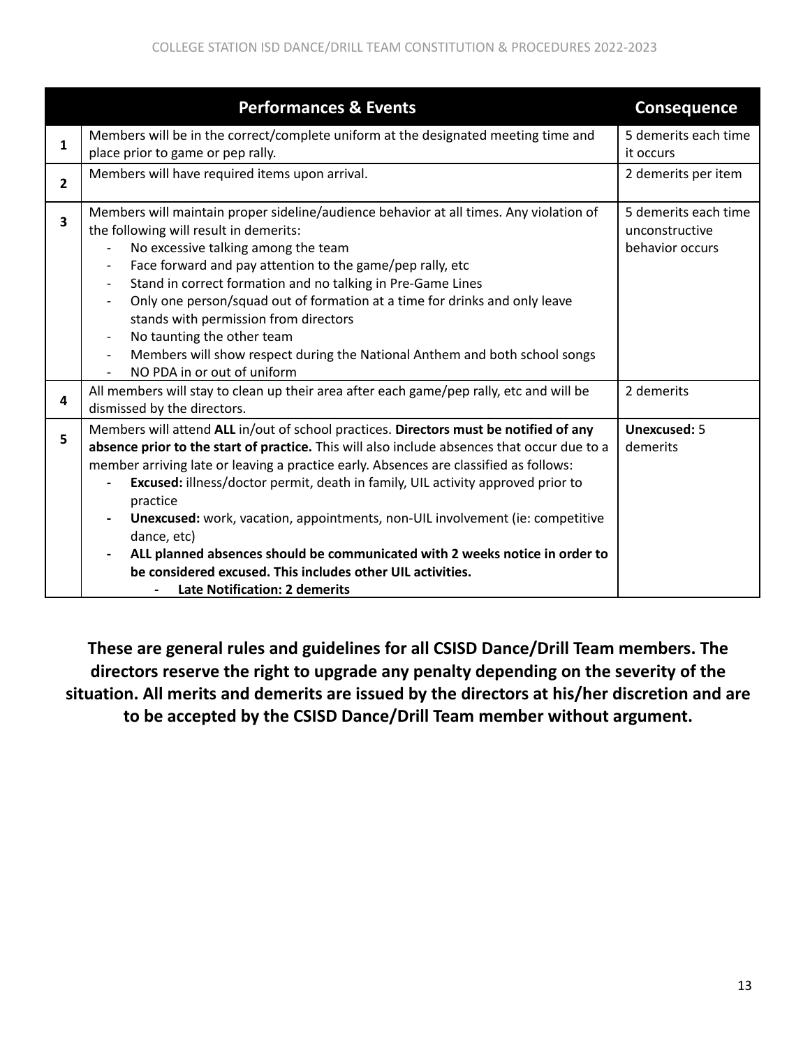| | Performances & Events | Consequence |
|---|---|---|
| **1** | Members will be in the correct/complete uniform at the designated meeting time and place prior to game or pep rally. | 5 demerits each time it occurs |
| **2** | Members will have required items upon arrival. | 2 demerits per item |
| **3** | Members will maintain proper sideline/audience behavior at all times. Any violation of the following will result in demerits:<br>- No excessive talking among the team<br>- Face forward and pay attention to the game/pep rally, etc<br>- Stand in correct formation and no talking in Pre-Game Lines<br>- Only one person/squad out of formation at a time for drinks and only leave stands with permission from directors<br>- No taunting the other team<br>- Members will show respect during the National Anthem and both school songs<br>- NO PDA in or out of uniform | 5 demerits each time unconstructive behavior occurs |
| **4** | All members will stay to clean up their area after each game/pep rally, etc and will be dismissed by the directors. | 2 demerits |
| **5** | Members will attend **ALL** in/out of school practices. **Directors must be notified of any absence prior to the start of practice.** This will also include absences that occur due to a member arriving late or leaving a practice early. Absences are classified as follows:<br>- **Excused:** illness/doctor permit, death in family, UIL activity approved prior to practice<br>- **Unexcused:** work, vacation, appointments, non-UIL involvement (ie: competitive dance, etc)<br>- **ALL planned absences should be communicated with 2 weeks notice in order to be considered excused. This includes other UIL activities.**<br>&nbsp;&nbsp;&nbsp;&nbsp;- **Late Notification: 2 demerits** | **Unexcused:** 5 demerits |

**These are general rules and guidelines for all CSISD Dance/Drill Team members. The directors reserve the right to upgrade any penalty depending on the severity of the situation. All merits and demerits are issued by the directors at his/her discretion and are to be accepted by the CSISD Dance/Drill Team member without argument.**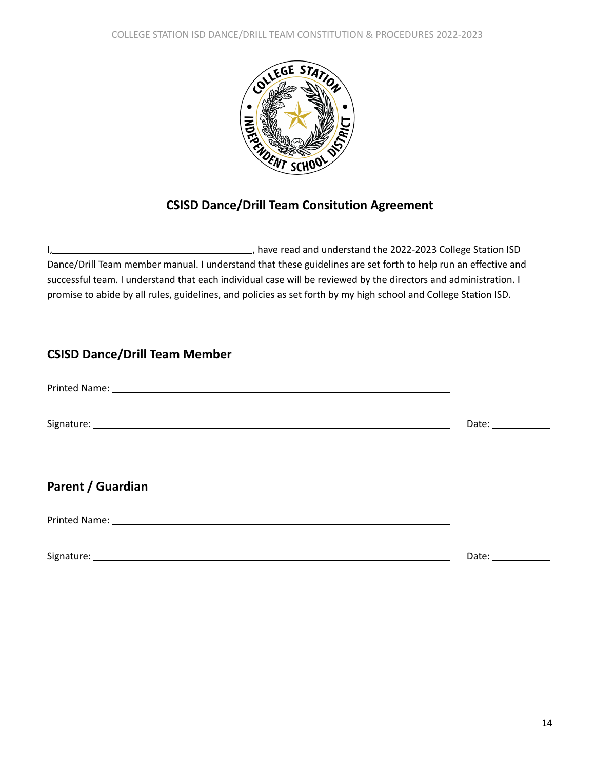## CSISD Dance/Drill Team Consitution Agreement

I,\_\_\_\_\_\_\_\_\_\_\_\_\_\_\_\_\_\_\_\_\_\_\_\_\_\_\_\_\_\_\_\_\_\_\_\_\_\_, have read and understand the 2022-2023 College Station ISD Dance/Drill Team member manual. I understand that these guidelines are set forth to help run an effective and successful team. I understand that each individual case will be reviewed by the directors and administration. I promise to abide by all rules, guidelines, and policies as set forth by my high school and College Station ISD.

### CSISD Dance/Drill Team Member

Printed Name: \_\_\_\_\_\_\_\_\_\_\_\_\_\_\_\_\_\_\_\_\_\_\_\_\_\_\_\_\_\_\_\_\_\_\_\_\_\_\_\_\_\_\_\_\_\_\_\_\_\_\_\_\_\_\_\_\_\_\_\_

Signature: \_\_\_\_\_\_\_\_\_\_\_\_\_\_\_\_\_\_\_\_\_\_\_\_\_\_\_\_\_\_\_\_\_\_\_\_\_\_\_\_\_\_\_\_\_\_\_\_\_\_\_\_\_\_\_\_\_\_\_\_\_\_\_\_ Date: \_\_\_\_\_\_\_\_\_\_

### Parent / Guardian

Printed Name: \_\_\_\_\_\_\_\_\_\_\_\_\_\_\_\_\_\_\_\_\_\_\_\_\_\_\_\_\_\_\_\_\_\_\_\_\_\_\_\_\_\_\_\_\_\_\_\_\_\_\_\_\_\_\_\_\_\_\_\_

Signature: \_\_\_\_\_\_\_\_\_\_\_\_\_\_\_\_\_\_\_\_\_\_\_\_\_\_\_\_\_\_\_\_\_\_\_\_\_\_\_\_\_\_\_\_\_\_\_\_\_\_\_\_\_\_\_\_\_\_\_\_\_\_\_\_ Date: \_\_\_\_\_\_\_\_\_\_